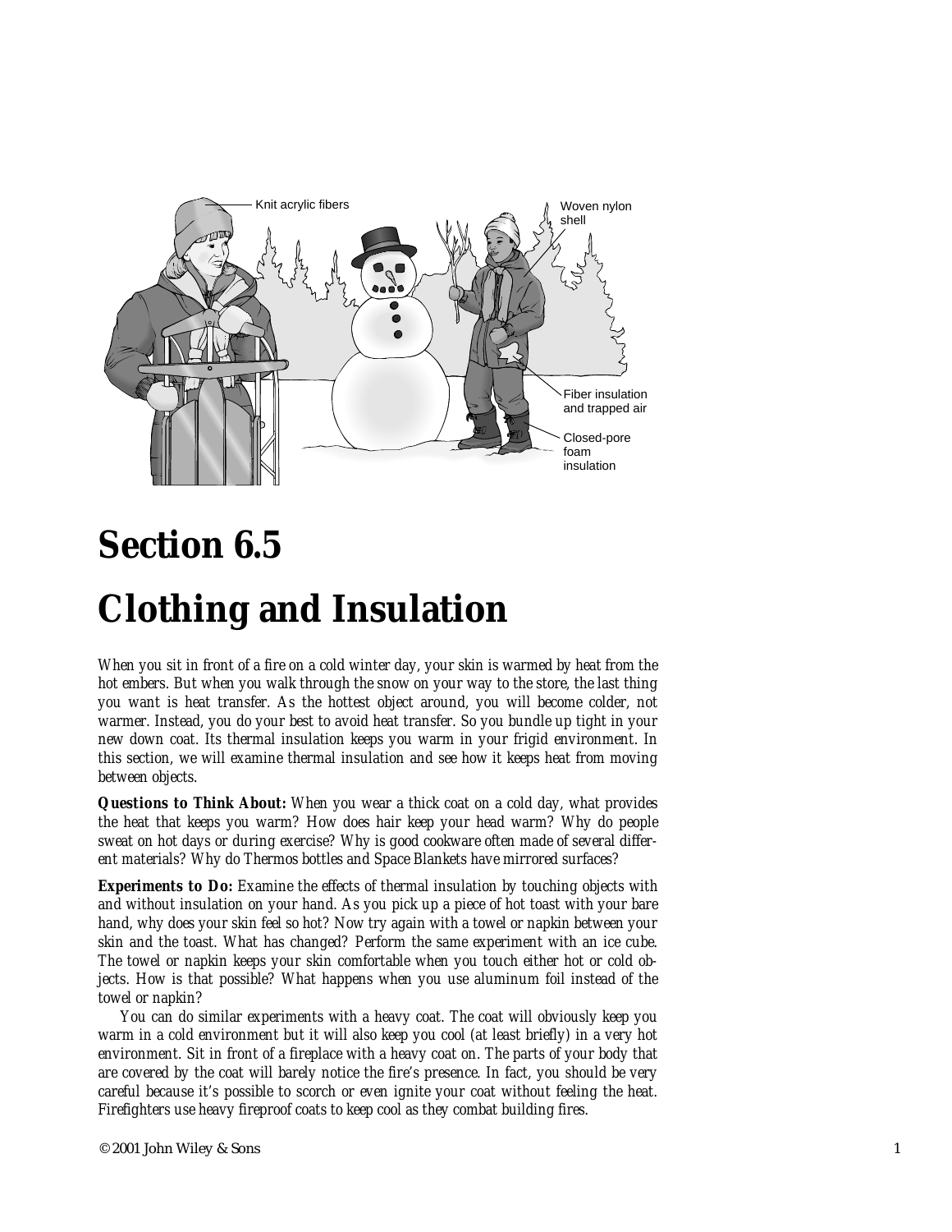# Section 6.5

# Clothing and Insulation

*When you sit in front of a fire on a cold winter day, your skin is warmed by heat from the hot embers. But when you walk through the snow on your way to the store, the last thing you want is heat transfer. As the hottest object around, you will become colder, not warmer. Instead, you do your best to avoid heat transfer. So you bundle up tight in your new down coat. Its thermal insulation keeps you warm in your frigid environment. In this section, we will examine thermal insulation and see how it keeps heat from moving between objects.*

***Questions to Think About:*** *When you wear a thick coat on a cold day, what provides the heat that keeps you warm? How does hair keep your head warm? Why do people sweat on hot days or during exercise? Why is good cookware often made of several different materials? Why do Thermos bottles and Space Blankets have mirrored surfaces?*

***Experiments to Do:*** *Examine the effects of thermal insulation by touching objects with and without insulation on your hand. As you pick up a piece of hot toast with your bare hand, why does your skin feel so hot? Now try again with a towel or napkin between your skin and the toast. What has changed? Perform the same experiment with an ice cube. The towel or napkin keeps your skin comfortable when you touch either hot or cold objects. How is that possible? What happens when you use aluminum foil instead of the towel or napkin?*

*You can do similar experiments with a heavy coat. The coat will obviously keep you warm in a cold environment but it will also keep you cool (at least briefly) in a very hot environment. Sit in front of a fireplace with a heavy coat on. The parts of your body that are covered by the coat will barely notice the fire's presence. In fact, you should be very careful because it's possible to scorch or even ignite your coat without feeling the heat. Firefighters use heavy fireproof coats to keep cool as they combat building fires.*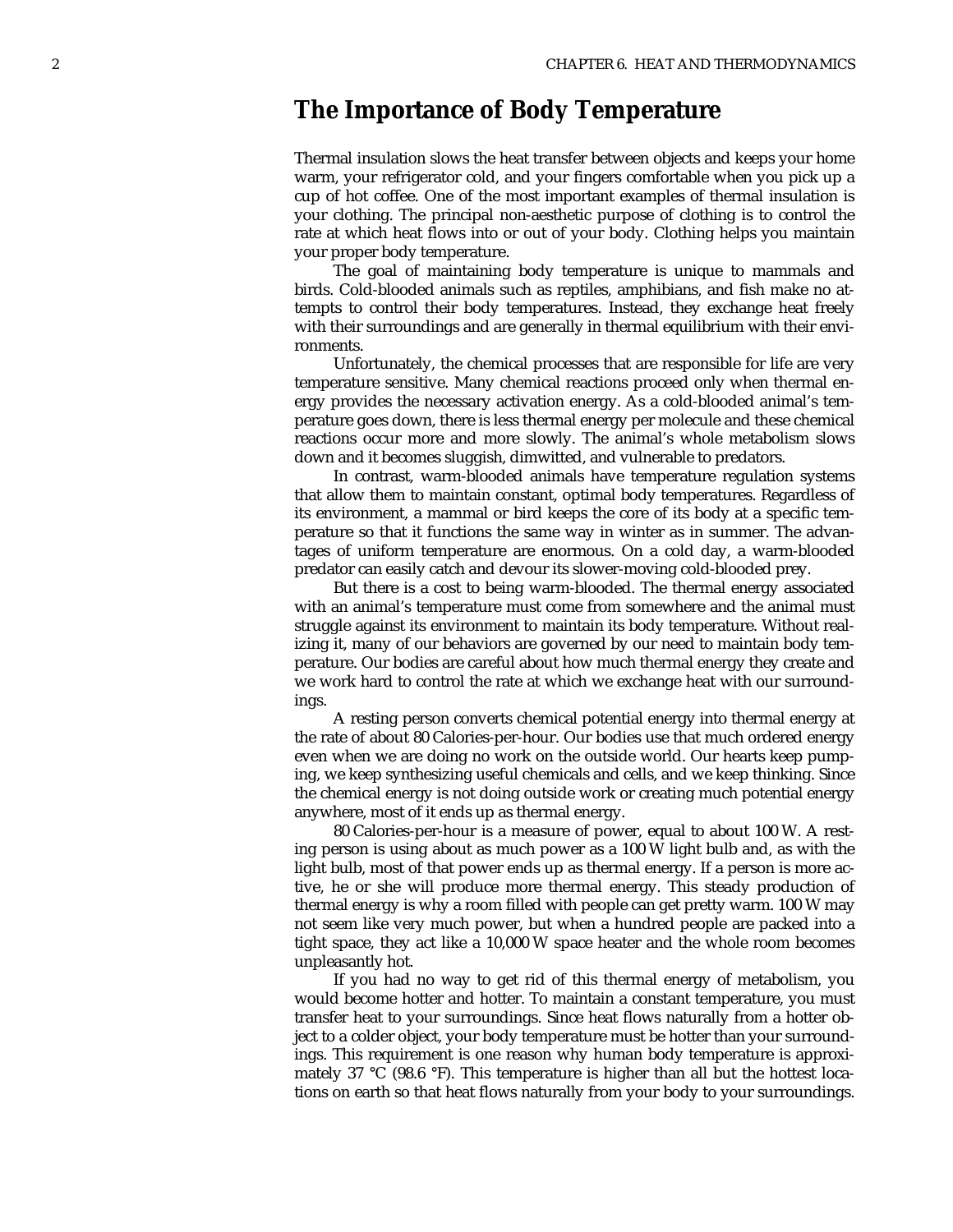## The Importance of Body Temperature

Thermal insulation slows the heat transfer between objects and keeps your home warm, your refrigerator cold, and your fingers comfortable when you pick up a cup of hot coffee. One of the most important examples of thermal insulation is your clothing. The principal non-aesthetic purpose of clothing is to control the rate at which heat flows into or out of your body. Clothing helps you maintain your proper body temperature.

The goal of maintaining body temperature is unique to mammals and birds. Cold-blooded animals such as reptiles, amphibians, and fish make no attempts to control their body temperatures. Instead, they exchange heat freely with their surroundings and are generally in thermal equilibrium with their environments.

Unfortunately, the chemical processes that are responsible for life are very temperature sensitive. Many chemical reactions proceed only when thermal energy provides the necessary activation energy. As a cold-blooded animal's temperature goes down, there is less thermal energy per molecule and these chemical reactions occur more and more slowly. The animal's whole metabolism slows down and it becomes sluggish, dimwitted, and vulnerable to predators.

In contrast, warm-blooded animals have temperature regulation systems that allow them to maintain constant, optimal body temperatures. Regardless of its environment, a mammal or bird keeps the core of its body at a specific temperature so that it functions the same way in winter as in summer. The advantages of uniform temperature are enormous. On a cold day, a warm-blooded predator can easily catch and devour its slower-moving cold-blooded prey.

But there is a cost to being warm-blooded. The thermal energy associated with an animal's temperature must come from somewhere and the animal must struggle against its environment to maintain its body temperature. Without realizing it, many of our behaviors are governed by our need to maintain body temperature. Our bodies are careful about how much thermal energy they create and we work hard to control the rate at which we exchange heat with our surroundings.

A resting person converts chemical potential energy into thermal energy at the rate of about 80 Calories-per-hour. Our bodies use that much ordered energy even when we are doing no work on the outside world. Our hearts keep pumping, we keep synthesizing useful chemicals and cells, and we keep thinking. Since the chemical energy is not doing outside work or creating much potential energy anywhere, most of it ends up as thermal energy.

80 Calories-per-hour is a measure of power, equal to about 100 W. A resting person is using about as much power as a 100 W light bulb and, as with the light bulb, most of that power ends up as thermal energy. If a person is more active, he or she will produce more thermal energy. This steady production of thermal energy is why a room filled with people can get pretty warm. 100 W may not seem like very much power, but when a hundred people are packed into a tight space, they act like a 10,000 W space heater and the whole room becomes unpleasantly hot.

If you had no way to get rid of this thermal energy of metabolism, you would become hotter and hotter. To maintain a constant temperature, you must transfer heat to your surroundings. Since heat flows naturally from a hotter object to a colder object, your body temperature must be hotter than your surroundings. This requirement is one reason why human body temperature is approximately 37 °C (98.6 °F). This temperature is higher than all but the hottest locations on earth so that heat flows naturally from your body to your surroundings.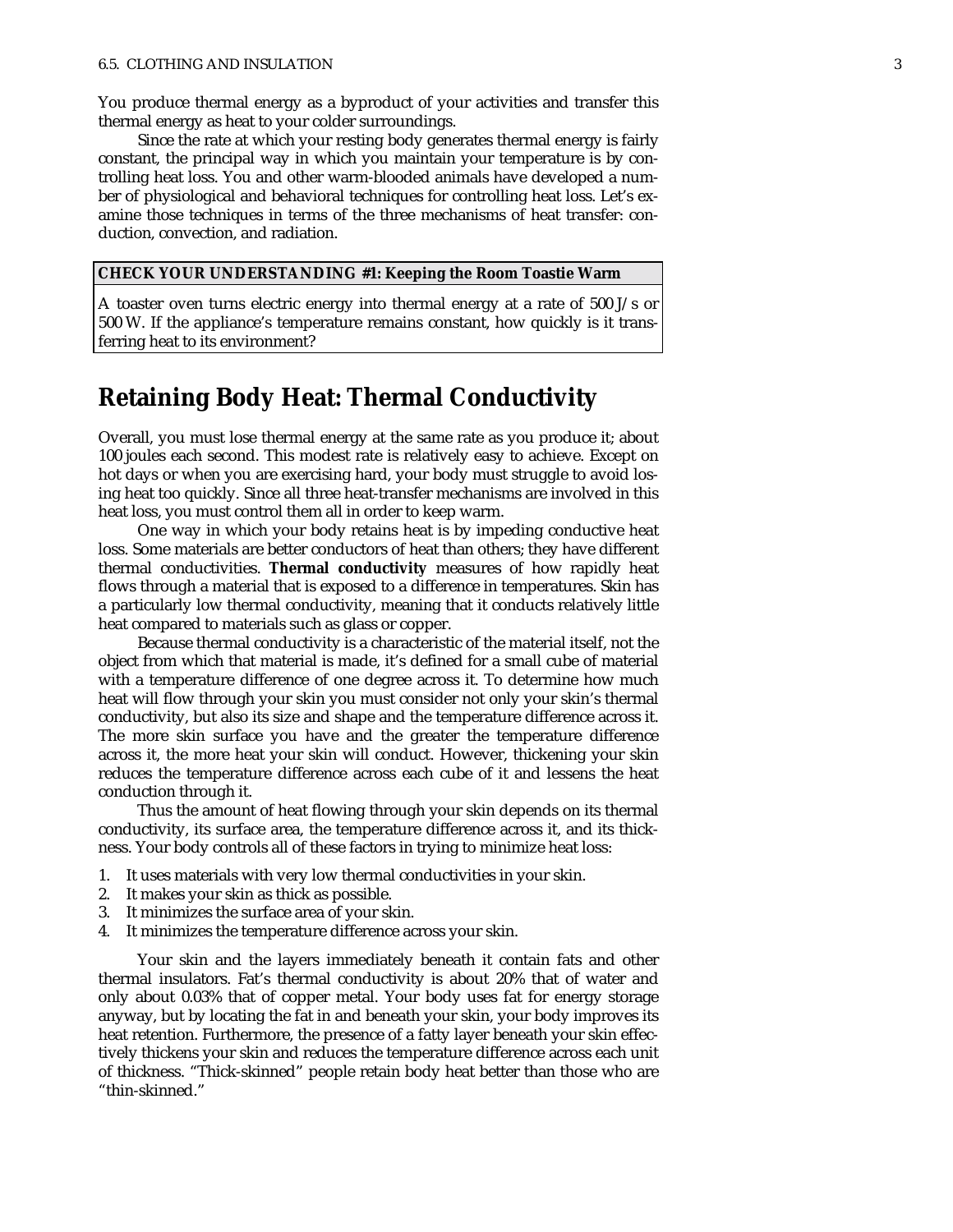You produce thermal energy as a byproduct of your activities and transfer this thermal energy as heat to your colder surroundings.

Since the rate at which your resting body generates thermal energy is fairly constant, the principal way in which you maintain your temperature is by controlling heat loss. You and other warm-blooded animals have developed a number of physiological and behavioral techniques for controlling heat loss. Let's examine those techniques in terms of the three mechanisms of heat transfer: conduction, convection, and radiation.

**CHECK YOUR UNDERSTANDING #1: Keeping the Room Toastie Warm**

A toaster oven turns electric energy into thermal energy at a rate of 500 J/s or 500 W. If the appliance's temperature remains constant, how quickly is it transferring heat to its environment?

## Retaining Body Heat: Thermal Conductivity

Overall, you must lose thermal energy at the same rate as you produce it; about 100 joules each second. This modest rate is relatively easy to achieve. Except on hot days or when you are exercising hard, your body must struggle to avoid losing heat too quickly. Since all three heat-transfer mechanisms are involved in this heat loss, you must control them all in order to keep warm.

One way in which your body retains heat is by impeding conductive heat loss. Some materials are better conductors of heat than others; they have different thermal conductivities. **Thermal conductivity** measures of how rapidly heat flows through a material that is exposed to a difference in temperatures. Skin has a particularly low thermal conductivity, meaning that it conducts relatively little heat compared to materials such as glass or copper.

Because thermal conductivity is a characteristic of the material itself, not the object from which that material is made, it's defined for a small cube of material with a temperature difference of one degree across it. To determine how much heat will flow through your skin you must consider not only your skin's thermal conductivity, but also its size and shape and the temperature difference across it. The more skin surface you have and the greater the temperature difference across it, the more heat your skin will conduct. However, thickening your skin reduces the temperature difference across each cube of it and lessens the heat conduction through it.

Thus the amount of heat flowing through your skin depends on its thermal conductivity, its surface area, the temperature difference across it, and its thickness. Your body controls all of these factors in trying to minimize heat loss:

1. It uses materials with very low thermal conductivities in your skin.
2. It makes your skin as thick as possible.
3. It minimizes the surface area of your skin.
4. It minimizes the temperature difference across your skin.

Your skin and the layers immediately beneath it contain fats and other thermal insulators. Fat's thermal conductivity is about 20% that of water and only about 0.03% that of copper metal. Your body uses fat for energy storage anyway, but by locating the fat in and beneath your skin, your body improves its heat retention. Furthermore, the presence of a fatty layer beneath your skin effectively thickens your skin and reduces the temperature difference across each unit of thickness. "Thick-skinned" people retain body heat better than those who are "thin-skinned."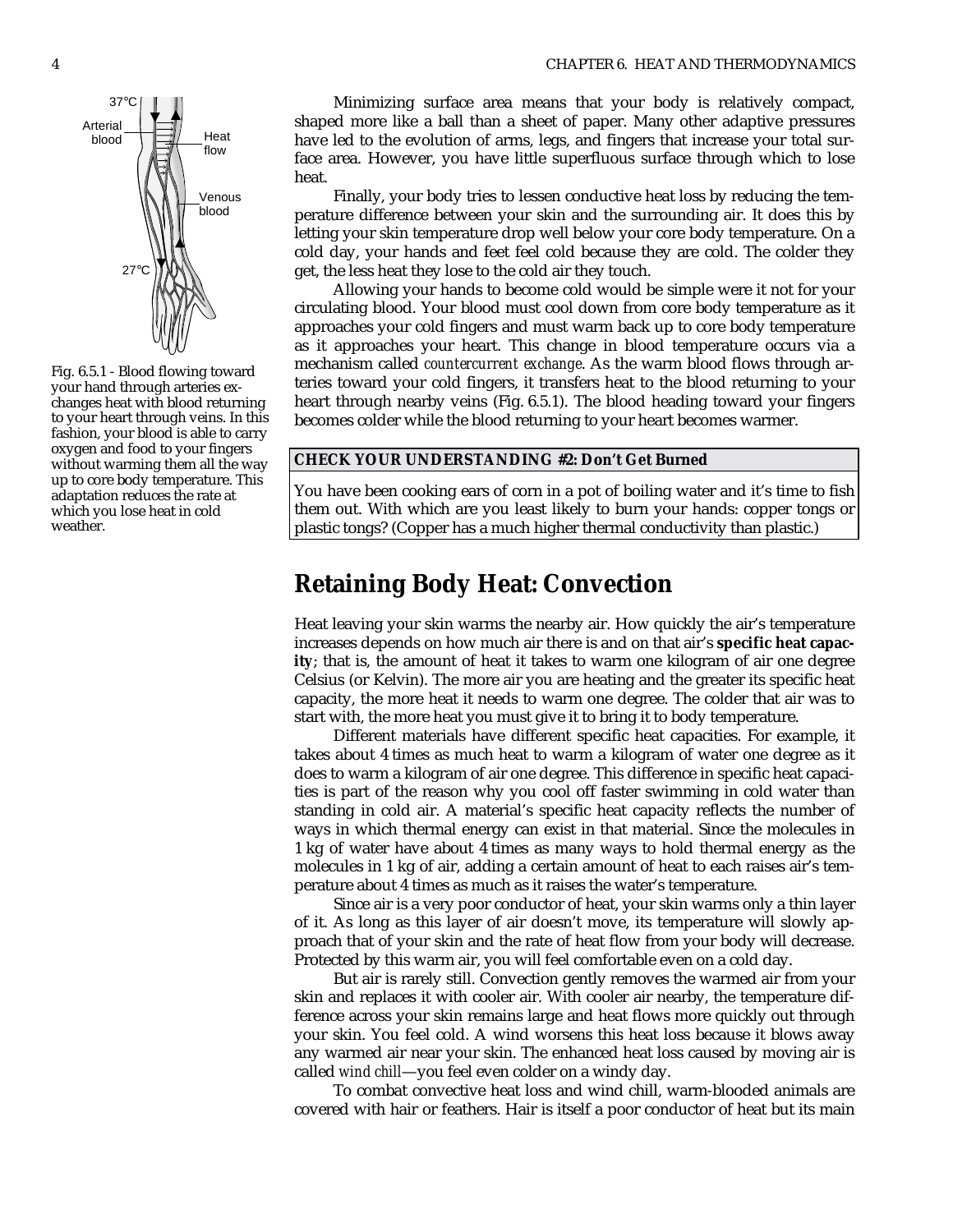Fig. 6.5.1 - Blood flowing toward your hand through arteries exchanges heat with blood returning to your heart through veins. In this fashion, your blood is able to carry oxygen and food to your fingers without warming them all the way up to core body temperature. This adaptation reduces the rate at which you lose heat in cold weather.

Minimizing surface area means that your body is relatively compact, shaped more like a ball than a sheet of paper. Many other adaptive pressures have led to the evolution of arms, legs, and fingers that increase your total surface area. However, you have little superfluous surface through which to lose heat.

Finally, your body tries to lessen conductive heat loss by reducing the temperature difference between your skin and the surrounding air. It does this by letting your skin temperature drop well below your core body temperature. On a cold day, your hands and feet feel cold because they are cold. The colder they get, the less heat they lose to the cold air they touch.

Allowing your hands to become cold would be simple were it not for your circulating blood. Your blood must cool down from core body temperature as it approaches your cold fingers and must warm back up to core body temperature as it approaches your heart. This change in blood temperature occurs via a mechanism called *countercurrent exchange*. As the warm blood flows through arteries toward your cold fingers, it transfers heat to the blood returning to your heart through nearby veins (Fig. 6.5.1). The blood heading toward your fingers becomes colder while the blood returning to your heart becomes warmer.

**CHECK YOUR UNDERSTANDING #2: Don't Get Burned**

You have been cooking ears of corn in a pot of boiling water and it's time to fish them out. With which are you least likely to burn your hands: copper tongs or plastic tongs? (Copper has a much higher thermal conductivity than plastic.)

## Retaining Body Heat: Convection

Heat leaving your skin warms the nearby air. How quickly the air's temperature increases depends on how much air there is and on that air's **specific heat capacity**; that is, the amount of heat it takes to warm one kilogram of air one degree Celsius (or Kelvin). The more air you are heating and the greater its specific heat capacity, the more heat it needs to warm one degree. The colder that air was to start with, the more heat you must give it to bring it to body temperature.

Different materials have different specific heat capacities. For example, it takes about 4 times as much heat to warm a kilogram of water one degree as it does to warm a kilogram of air one degree. This difference in specific heat capacities is part of the reason why you cool off faster swimming in cold water than standing in cold air. A material's specific heat capacity reflects the number of ways in which thermal energy can exist in that material. Since the molecules in 1 kg of water have about 4 times as many ways to hold thermal energy as the molecules in 1 kg of air, adding a certain amount of heat to each raises air's temperature about 4 times as much as it raises the water's temperature.

Since air is a very poor conductor of heat, your skin warms only a thin layer of it. As long as this layer of air doesn't move, its temperature will slowly approach that of your skin and the rate of heat flow from your body will decrease. Protected by this warm air, you will feel comfortable even on a cold day.

But air is rarely still. Convection gently removes the warmed air from your skin and replaces it with cooler air. With cooler air nearby, the temperature difference across your skin remains large and heat flows more quickly out through your skin. You feel cold. A wind worsens this heat loss because it blows away any warmed air near your skin. The enhanced heat loss caused by moving air is called *wind chill*—you feel even colder on a windy day.

To combat convective heat loss and wind chill, warm-blooded animals are covered with hair or feathers. Hair is itself a poor conductor of heat but its main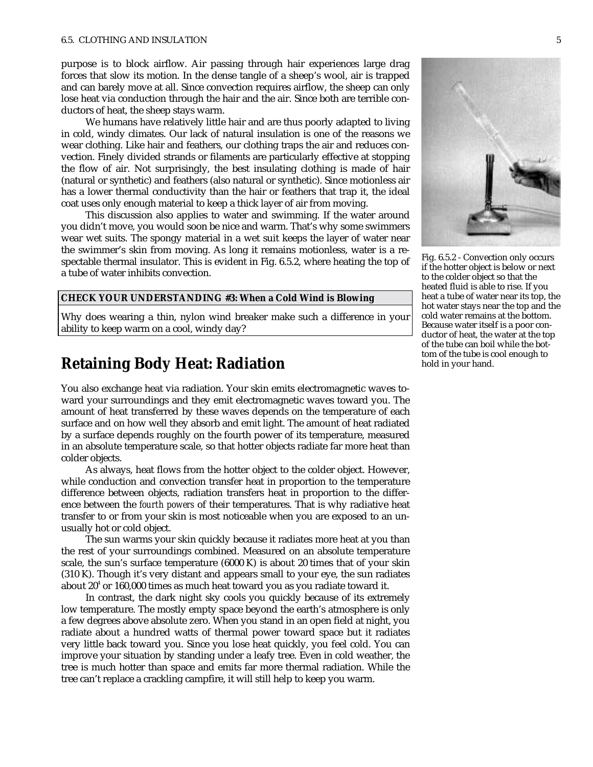purpose is to block airflow. Air passing through hair experiences large drag forces that slow its motion. In the dense tangle of a sheep's wool, air is trapped and can barely move at all. Since convection requires airflow, the sheep can only lose heat via conduction through the hair and the air. Since both are terrible conductors of heat, the sheep stays warm.

We humans have relatively little hair and are thus poorly adapted to living in cold, windy climates. Our lack of natural insulation is one of the reasons we wear clothing. Like hair and feathers, our clothing traps the air and reduces convection. Finely divided strands or filaments are particularly effective at stopping the flow of air. Not surprisingly, the best insulating clothing is made of hair (natural or synthetic) and feathers (also natural or synthetic). Since motionless air has a lower thermal conductivity than the hair or feathers that trap it, the ideal coat uses only enough material to keep a thick layer of air from moving.

This discussion also applies to water and swimming. If the water around you didn't move, you would soon be nice and warm. That's why some swimmers wear wet suits. The spongy material in a wet suit keeps the layer of water near the swimmer's skin from moving. As long it remains motionless, water is a respectable thermal insulator. This is evident in Fig. 6.5.2, where heating the top of a tube of water inhibits convection.

Fig. 6.5.2 - Convection only occurs if the hotter object is below or next to the colder object so that the heated fluid is able to rise. If you heat a tube of water near its top, the hot water stays near the top and the cold water remains at the bottom. Because water itself is a poor conductor of heat, the water at the top of the tube can boil while the bottom of the tube is cool enough to hold in your hand.

**CHECK YOUR UNDERSTANDING #3: When a Cold Wind is Blowing**

Why does wearing a thin, nylon wind breaker make such a difference in your ability to keep warm on a cool, windy day?

## Retaining Body Heat: Radiation

You also exchange heat via radiation. Your skin emits electromagnetic waves toward your surroundings and they emit electromagnetic waves toward you. The amount of heat transferred by these waves depends on the temperature of each surface and on how well they absorb and emit light. The amount of heat radiated by a surface depends roughly on the fourth power of its temperature, measured in an absolute temperature scale, so that hotter objects radiate far more heat than colder objects.

As always, heat flows from the hotter object to the colder object. However, while conduction and convection transfer heat in proportion to the temperature difference between objects, radiation transfers heat in proportion to the difference between the *fourth powers* of their temperatures. That is why radiative heat transfer to or from your skin is most noticeable when you are exposed to an unusually hot or cold object.

The sun warms your skin quickly because it radiates more heat at you than the rest of your surroundings combined. Measured on an absolute temperature scale, the sun's surface temperature (6000 K) is about 20 times that of your skin (310 K). Though it's very distant and appears small to your eye, the sun radiates about $20^4$ or 160,000 times as much heat toward you as you radiate toward it.

In contrast, the dark night sky cools you quickly because of its extremely low temperature. The mostly empty space beyond the earth's atmosphere is only a few degrees above absolute zero. When you stand in an open field at night, you radiate about a hundred watts of thermal power toward space but it radiates very little back toward you. Since you lose heat quickly, you feel cold. You can improve your situation by standing under a leafy tree. Even in cold weather, the tree is much hotter than space and emits far more thermal radiation. While the tree can't replace a crackling campfire, it will still help to keep you warm.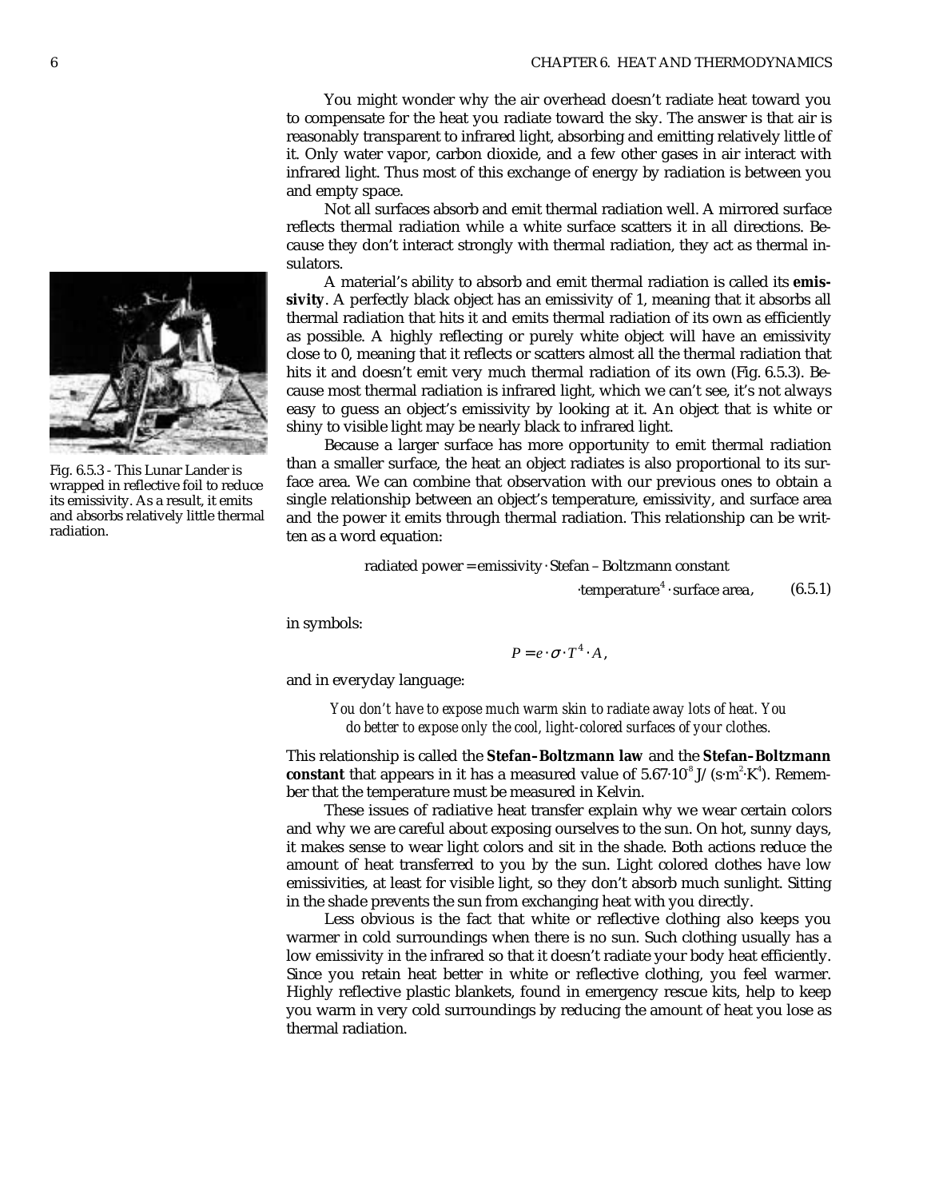You might wonder why the air overhead doesn't radiate heat toward you to compensate for the heat you radiate toward the sky. The answer is that air is reasonably transparent to infrared light, absorbing and emitting relatively little of it. Only water vapor, carbon dioxide, and a few other gases in air interact with infrared light. Thus most of this exchange of energy by radiation is between you and empty space.

Not all surfaces absorb and emit thermal radiation well. A mirrored surface reflects thermal radiation while a white surface scatters it in all directions. Because they don't interact strongly with thermal radiation, they act as thermal insulators.

A material's ability to absorb and emit thermal radiation is called its **emissivity**. A perfectly black object has an emissivity of 1, meaning that it absorbs all thermal radiation that hits it and emits thermal radiation of its own as efficiently as possible. A highly reflecting or purely white object will have an emissivity close to 0, meaning that it reflects or scatters almost all the thermal radiation that hits it and doesn't emit very much thermal radiation of its own (Fig. 6.5.3). Because most thermal radiation is infrared light, which we can't see, it's not always easy to guess an object's emissivity by looking at it. An object that is white or shiny to visible light may be nearly black to infrared light.

Fig. 6.5.3 - This Lunar Lander is wrapped in reflective foil to reduce its emissivity. As a result, it emits and absorbs relatively little thermal radiation.

Because a larger surface has more opportunity to emit thermal radiation than a smaller surface, the heat an object radiates is also proportional to its surface area. We can combine that observation with our previous ones to obtain a single relationship between an object's temperature, emissivity, and surface area and the power it emits through thermal radiation. This relationship can be written as a word equation:

$$\text{radiated power} = \text{emissivity} \cdot \text{Stefan – Boltzmann constant} \cdot \text{temperature}^4 \cdot \text{surface area}, \qquad (6.5.1)$$

in symbols:

$$P = e \cdot \sigma \cdot T^4 \cdot A,$$

and in everyday language:

*You don't have to expose much warm skin to radiate away lots of heat. You do better to expose only the cool, light-colored surfaces of your clothes.*

This relationship is called the **Stefan–Boltzmann law** and the **Stefan–Boltzmann constant** that appears in it has a measured value of $5.67 \cdot 10^{-8}\ \text{J}/(\text{s} \cdot \text{m}^2 \cdot \text{K}^4)$. Remember that the temperature must be measured in Kelvin.

These issues of radiative heat transfer explain why we wear certain colors and why we are careful about exposing ourselves to the sun. On hot, sunny days, it makes sense to wear light colors and sit in the shade. Both actions reduce the amount of heat transferred to you by the sun. Light colored clothes have low emissivities, at least for visible light, so they don't absorb much sunlight. Sitting in the shade prevents the sun from exchanging heat with you directly.

Less obvious is the fact that white or reflective clothing also keeps you warmer in cold surroundings when there is no sun. Such clothing usually has a low emissivity in the infrared so that it doesn't radiate your body heat efficiently. Since you retain heat better in white or reflective clothing, you feel warmer. Highly reflective plastic blankets, found in emergency rescue kits, help to keep you warm in very cold surroundings by reducing the amount of heat you lose as thermal radiation.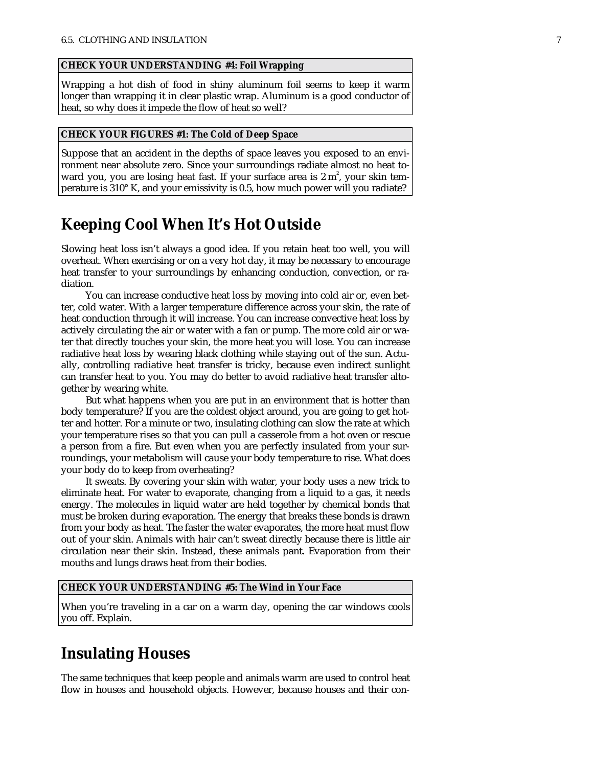**CHECK YOUR UNDERSTANDING #4: Foil Wrapping**

Wrapping a hot dish of food in shiny aluminum foil seems to keep it warm longer than wrapping it in clear plastic wrap. Aluminum is a good conductor of heat, so why does it impede the flow of heat so well?

**CHECK YOUR FIGURES #1: The Cold of Deep Space**

Suppose that an accident in the depths of space leaves you exposed to an environment near absolute zero. Since your surroundings radiate almost no heat toward you, you are losing heat fast. If your surface area is $2\,m^2$, your skin temperature is 310° K, and your emissivity is 0.5, how much power will you radiate?

## Keeping Cool When It's Hot Outside

Slowing heat loss isn't always a good idea. If you retain heat too well, you will overheat. When exercising or on a very hot day, it may be necessary to encourage heat transfer to your surroundings by enhancing conduction, convection, or radiation.

You can increase conductive heat loss by moving into cold air or, even better, cold water. With a larger temperature difference across your skin, the rate of heat conduction through it will increase. You can increase convective heat loss by actively circulating the air or water with a fan or pump. The more cold air or water that directly touches your skin, the more heat you will lose. You can increase radiative heat loss by wearing black clothing while staying out of the sun. Actually, controlling radiative heat transfer is tricky, because even indirect sunlight can transfer heat to you. You may do better to avoid radiative heat transfer altogether by wearing white.

But what happens when you are put in an environment that is hotter than body temperature? If you are the coldest object around, you are going to get hotter and hotter. For a minute or two, insulating clothing can slow the rate at which your temperature rises so that you can pull a casserole from a hot oven or rescue a person from a fire. But even when you are perfectly insulated from your surroundings, your metabolism will cause your body temperature to rise. What does your body do to keep from overheating?

It sweats. By covering your skin with water, your body uses a new trick to eliminate heat. For water to evaporate, changing from a liquid to a gas, it needs energy. The molecules in liquid water are held together by chemical bonds that must be broken during evaporation. The energy that breaks these bonds is drawn from your body as heat. The faster the water evaporates, the more heat must flow out of your skin. Animals with hair can't sweat directly because there is little air circulation near their skin. Instead, these animals pant. Evaporation from their mouths and lungs draws heat from their bodies.

**CHECK YOUR UNDERSTANDING #5: The Wind in Your Face**

When you're traveling in a car on a warm day, opening the car windows cools you off. Explain.

## Insulating Houses

The same techniques that keep people and animals warm are used to control heat flow in houses and household objects. However, because houses and their con-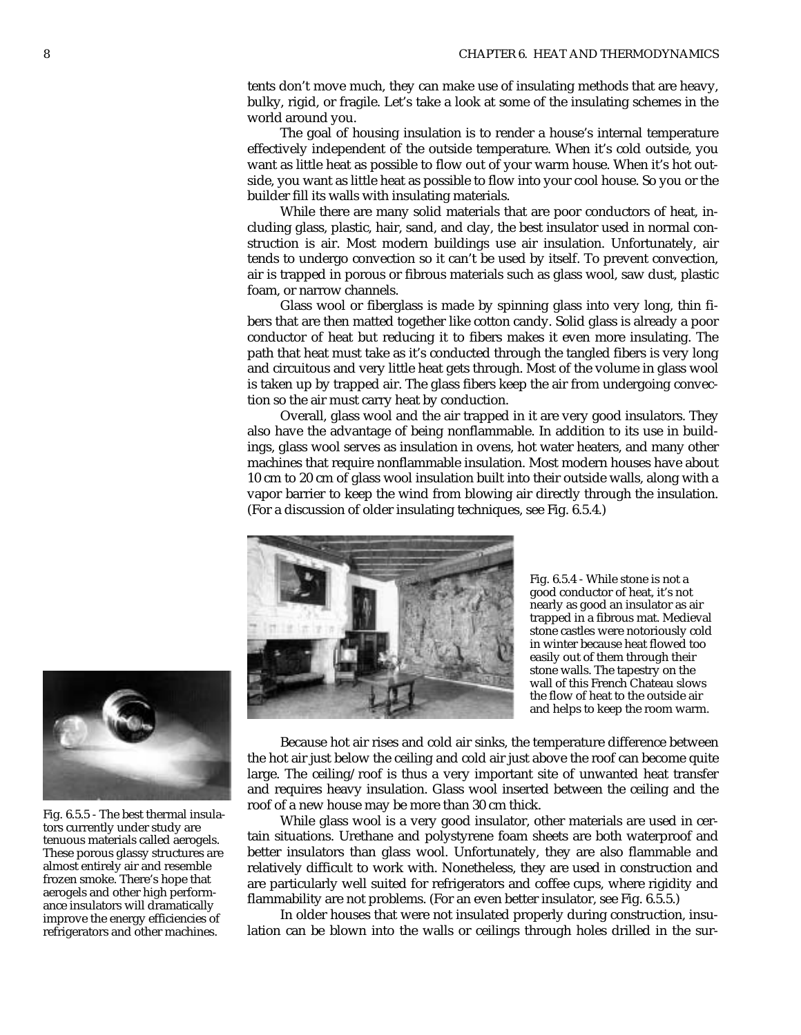tents don't move much, they can make use of insulating methods that are heavy, bulky, rigid, or fragile. Let's take a look at some of the insulating schemes in the world around you.

The goal of housing insulation is to render a house's internal temperature effectively independent of the outside temperature. When it's cold outside, you want as little heat as possible to flow out of your warm house. When it's hot outside, you want as little heat as possible to flow into your cool house. So you or the builder fill its walls with insulating materials.

While there are many solid materials that are poor conductors of heat, including glass, plastic, hair, sand, and clay, the best insulator used in normal construction is air. Most modern buildings use air insulation. Unfortunately, air tends to undergo convection so it can't be used by itself. To prevent convection, air is trapped in porous or fibrous materials such as glass wool, saw dust, plastic foam, or narrow channels.

Glass wool or fiberglass is made by spinning glass into very long, thin fibers that are then matted together like cotton candy. Solid glass is already a poor conductor of heat but reducing it to fibers makes it even more insulating. The path that heat must take as it's conducted through the tangled fibers is very long and circuitous and very little heat gets through. Most of the volume in glass wool is taken up by trapped air. The glass fibers keep the air from undergoing convection so the air must carry heat by conduction.

Overall, glass wool and the air trapped in it are very good insulators. They also have the advantage of being nonflammable. In addition to its use in buildings, glass wool serves as insulation in ovens, hot water heaters, and many other machines that require nonflammable insulation. Most modern houses have about 10 cm to 20 cm of glass wool insulation built into their outside walls, along with a vapor barrier to keep the wind from blowing air directly through the insulation. (For a discussion of older insulating techniques, see Fig. 6.5.4.)

Fig. 6.5.4 - While stone is not a good conductor of heat, it's not nearly as good an insulator as air trapped in a fibrous mat. Medieval stone castles were notoriously cold in winter because heat flowed too easily out of them through their stone walls. The tapestry on the wall of this French Chateau slows the flow of heat to the outside air and helps to keep the room warm.

Because hot air rises and cold air sinks, the temperature difference between the hot air just below the ceiling and cold air just above the roof can become quite large. The ceiling/roof is thus a very important site of unwanted heat transfer and requires heavy insulation. Glass wool inserted between the ceiling and the roof of a new house may be more than 30 cm thick.

While glass wool is a very good insulator, other materials are used in certain situations. Urethane and polystyrene foam sheets are both waterproof and better insulators than glass wool. Unfortunately, they are also flammable and relatively difficult to work with. Nonetheless, they are used in construction and are particularly well suited for refrigerators and coffee cups, where rigidity and flammability are not problems. (For an even better insulator, see Fig. 6.5.5.)

Fig. 6.5.5 - The best thermal insulators currently under study are tenuous materials called aerogels. These porous glassy structures are almost entirely air and resemble frozen smoke. There's hope that aerogels and other high performance insulators will dramatically improve the energy efficiencies of refrigerators and other machines.

In older houses that were not insulated properly during construction, insulation can be blown into the walls or ceilings through holes drilled in the sur-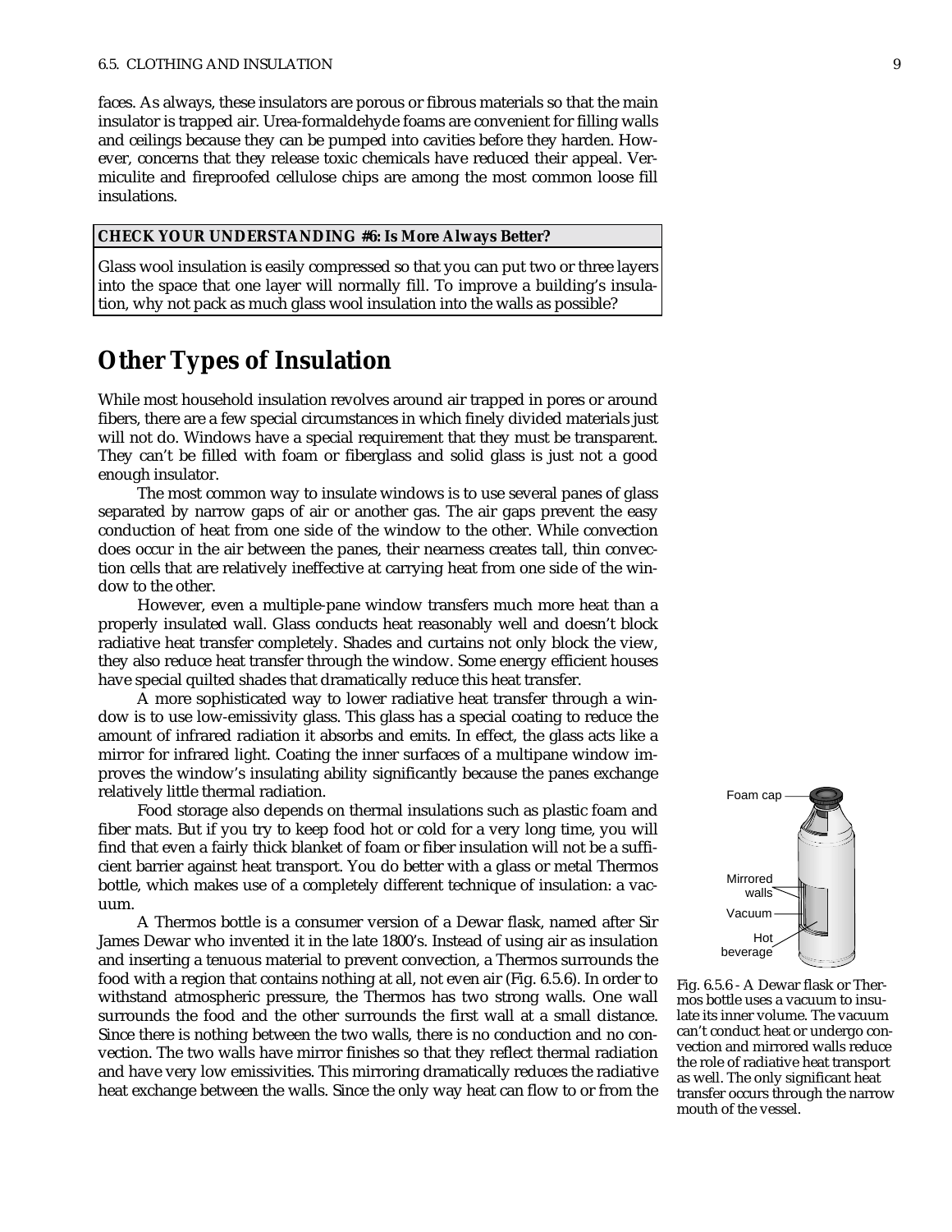faces. As always, these insulators are porous or fibrous materials so that the main insulator is trapped air. Urea-formaldehyde foams are convenient for filling walls and ceilings because they can be pumped into cavities before they harden. However, concerns that they release toxic chemicals have reduced their appeal. Vermiculite and fireproofed cellulose chips are among the most common loose fill insulations.

**CHECK YOUR UNDERSTANDING #6: Is More Always Better?**

Glass wool insulation is easily compressed so that you can put two or three layers into the space that one layer will normally fill. To improve a building's insulation, why not pack as much glass wool insulation into the walls as possible?

## Other Types of Insulation

While most household insulation revolves around air trapped in pores or around fibers, there are a few special circumstances in which finely divided materials just will not do. Windows have a special requirement that they must be transparent. They can't be filled with foam or fiberglass and solid glass is just not a good enough insulator.

The most common way to insulate windows is to use several panes of glass separated by narrow gaps of air or another gas. The air gaps prevent the easy conduction of heat from one side of the window to the other. While convection does occur in the air between the panes, their nearness creates tall, thin convection cells that are relatively ineffective at carrying heat from one side of the window to the other.

However, even a multiple-pane window transfers much more heat than a properly insulated wall. Glass conducts heat reasonably well and doesn't block radiative heat transfer completely. Shades and curtains not only block the view, they also reduce heat transfer through the window. Some energy efficient houses have special quilted shades that dramatically reduce this heat transfer.

A more sophisticated way to lower radiative heat transfer through a window is to use low-emissivity glass. This glass has a special coating to reduce the amount of infrared radiation it absorbs and emits. In effect, the glass acts like a mirror for infrared light. Coating the inner surfaces of a multipane window improves the window's insulating ability significantly because the panes exchange relatively little thermal radiation.

Food storage also depends on thermal insulations such as plastic foam and fiber mats. But if you try to keep food hot or cold for a very long time, you will find that even a fairly thick blanket of foam or fiber insulation will not be a sufficient barrier against heat transport. You do better with a glass or metal Thermos bottle, which makes use of a completely different technique of insulation: a vacuum.

A Thermos bottle is a consumer version of a Dewar flask, named after Sir James Dewar who invented it in the late 1800's. Instead of using air as insulation and inserting a tenuous material to prevent convection, a Thermos surrounds the food with a region that contains nothing at all, not even air (Fig. 6.5.6). In order to withstand atmospheric pressure, the Thermos has two strong walls. One wall surrounds the food and the other surrounds the first wall at a small distance. Since there is nothing between the two walls, there is no conduction and no convection. The two walls have mirror finishes so that they reflect thermal radiation and have very low emissivities. This mirroring dramatically reduces the radiative heat exchange between the walls. Since the only way heat can flow to or from the

Foam cap
Mirrored walls
Vacuum
Hot beverage

Fig. 6.5.6 - A Dewar flask or Thermos bottle uses a vacuum to insulate its inner volume. The vacuum can't conduct heat or undergo convection and mirrored walls reduce the role of radiative heat transport as well. The only significant heat transfer occurs through the narrow mouth of the vessel.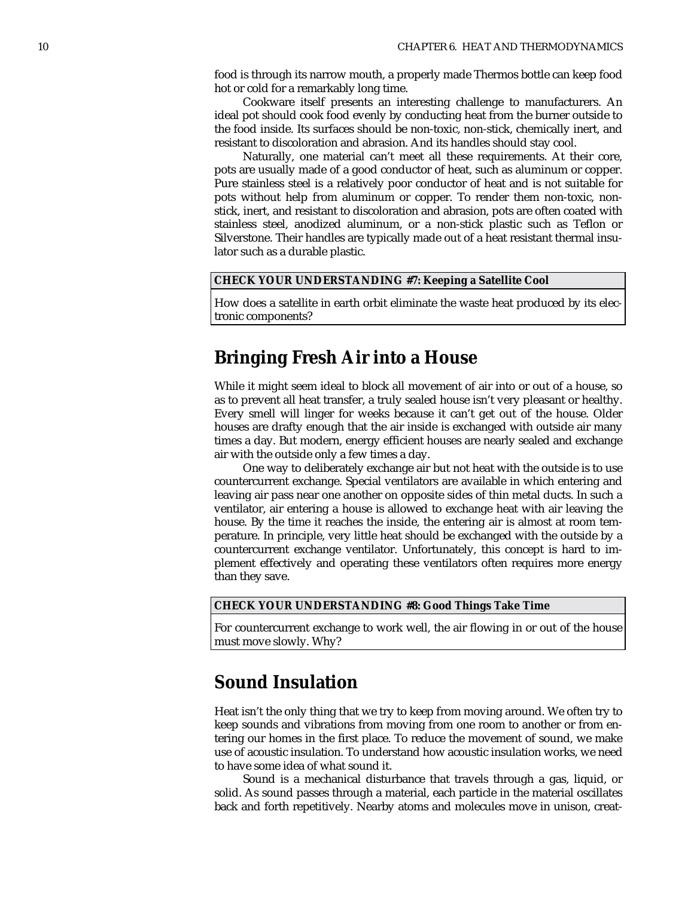food is through its narrow mouth, a properly made Thermos bottle can keep food hot or cold for a remarkably long time.

Cookware itself presents an interesting challenge to manufacturers. An ideal pot should cook food evenly by conducting heat from the burner outside to the food inside. Its surfaces should be non-toxic, non-stick, chemically inert, and resistant to discoloration and abrasion. And its handles should stay cool.

Naturally, one material can't meet all these requirements. At their core, pots are usually made of a good conductor of heat, such as aluminum or copper. Pure stainless steel is a relatively poor conductor of heat and is not suitable for pots without help from aluminum or copper. To render them non-toxic, non-stick, inert, and resistant to discoloration and abrasion, pots are often coated with stainless steel, anodized aluminum, or a non-stick plastic such as Teflon or Silverstone. Their handles are typically made out of a heat resistant thermal insulator such as a durable plastic.

**CHECK YOUR UNDERSTANDING #7: Keeping a Satellite Cool**

How does a satellite in earth orbit eliminate the waste heat produced by its electronic components?

## Bringing Fresh Air into a House

While it might seem ideal to block all movement of air into or out of a house, so as to prevent all heat transfer, a truly sealed house isn't very pleasant or healthy. Every smell will linger for weeks because it can't get out of the house. Older houses are drafty enough that the air inside is exchanged with outside air many times a day. But modern, energy efficient houses are nearly sealed and exchange air with the outside only a few times a day.

One way to deliberately exchange air but not heat with the outside is to use countercurrent exchange. Special ventilators are available in which entering and leaving air pass near one another on opposite sides of thin metal ducts. In such a ventilator, air entering a house is allowed to exchange heat with air leaving the house. By the time it reaches the inside, the entering air is almost at room temperature. In principle, very little heat should be exchanged with the outside by a countercurrent exchange ventilator. Unfortunately, this concept is hard to implement effectively and operating these ventilators often requires more energy than they save.

**CHECK YOUR UNDERSTANDING #8: Good Things Take Time**

For countercurrent exchange to work well, the air flowing in or out of the house must move slowly. Why?

## Sound Insulation

Heat isn't the only thing that we try to keep from moving around. We often try to keep sounds and vibrations from moving from one room to another or from entering our homes in the first place. To reduce the movement of sound, we make use of acoustic insulation. To understand how acoustic insulation works, we need to have some idea of what sound it.

Sound is a mechanical disturbance that travels through a gas, liquid, or solid. As sound passes through a material, each particle in the material oscillates back and forth repetitively. Nearby atoms and molecules move in unison, creat-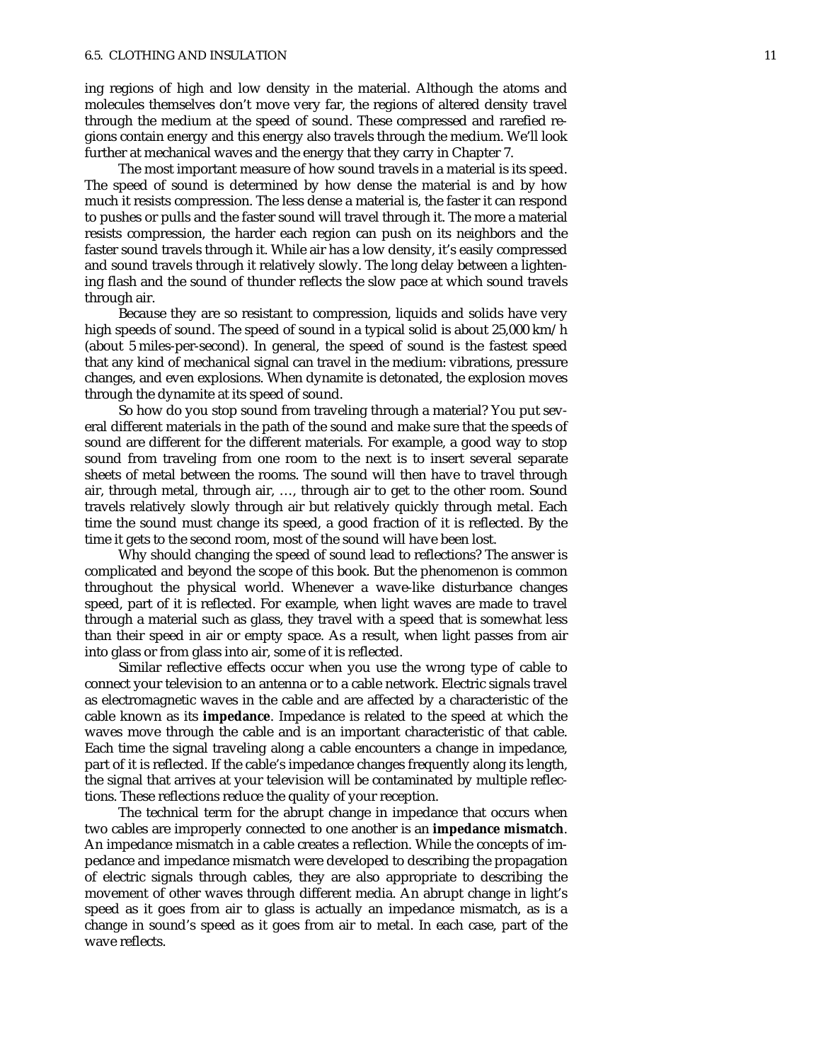ing regions of high and low density in the material. Although the atoms and molecules themselves don't move very far, the regions of altered density travel through the medium at the speed of sound. These compressed and rarefied regions contain energy and this energy also travels through the medium. We'll look further at mechanical waves and the energy that they carry in Chapter 7.

The most important measure of how sound travels in a material is its speed. The speed of sound is determined by how dense the material is and by how much it resists compression. The less dense a material is, the faster it can respond to pushes or pulls and the faster sound will travel through it. The more a material resists compression, the harder each region can push on its neighbors and the faster sound travels through it. While air has a low density, it's easily compressed and sound travels through it relatively slowly. The long delay between a lightening flash and the sound of thunder reflects the slow pace at which sound travels through air.

Because they are so resistant to compression, liquids and solids have very high speeds of sound. The speed of sound in a typical solid is about 25,000 km/h (about 5 miles-per-second). In general, the speed of sound is the fastest speed that any kind of mechanical signal can travel in the medium: vibrations, pressure changes, and even explosions. When dynamite is detonated, the explosion moves through the dynamite at its speed of sound.

So how do you stop sound from traveling through a material? You put several different materials in the path of the sound and make sure that the speeds of sound are different for the different materials. For example, a good way to stop sound from traveling from one room to the next is to insert several separate sheets of metal between the rooms. The sound will then have to travel through air, through metal, through air, ..., through air to get to the other room. Sound travels relatively slowly through air but relatively quickly through metal. Each time the sound must change its speed, a good fraction of it is reflected. By the time it gets to the second room, most of the sound will have been lost.

Why should changing the speed of sound lead to reflections? The answer is complicated and beyond the scope of this book. But the phenomenon is common throughout the physical world. Whenever a wave-like disturbance changes speed, part of it is reflected. For example, when light waves are made to travel through a material such as glass, they travel with a speed that is somewhat less than their speed in air or empty space. As a result, when light passes from air into glass or from glass into air, some of it is reflected.

Similar reflective effects occur when you use the wrong type of cable to connect your television to an antenna or to a cable network. Electric signals travel as electromagnetic waves in the cable and are affected by a characteristic of the cable known as its **impedance**. Impedance is related to the speed at which the waves move through the cable and is an important characteristic of that cable. Each time the signal traveling along a cable encounters a change in impedance, part of it is reflected. If the cable's impedance changes frequently along its length, the signal that arrives at your television will be contaminated by multiple reflections. These reflections reduce the quality of your reception.

The technical term for the abrupt change in impedance that occurs when two cables are improperly connected to one another is an **impedance mismatch**. An impedance mismatch in a cable creates a reflection. While the concepts of impedance and impedance mismatch were developed to describing the propagation of electric signals through cables, they are also appropriate to describing the movement of other waves through different media. An abrupt change in light's speed as it goes from air to glass is actually an impedance mismatch, as is a change in sound's speed as it goes from air to metal. In each case, part of the wave reflects.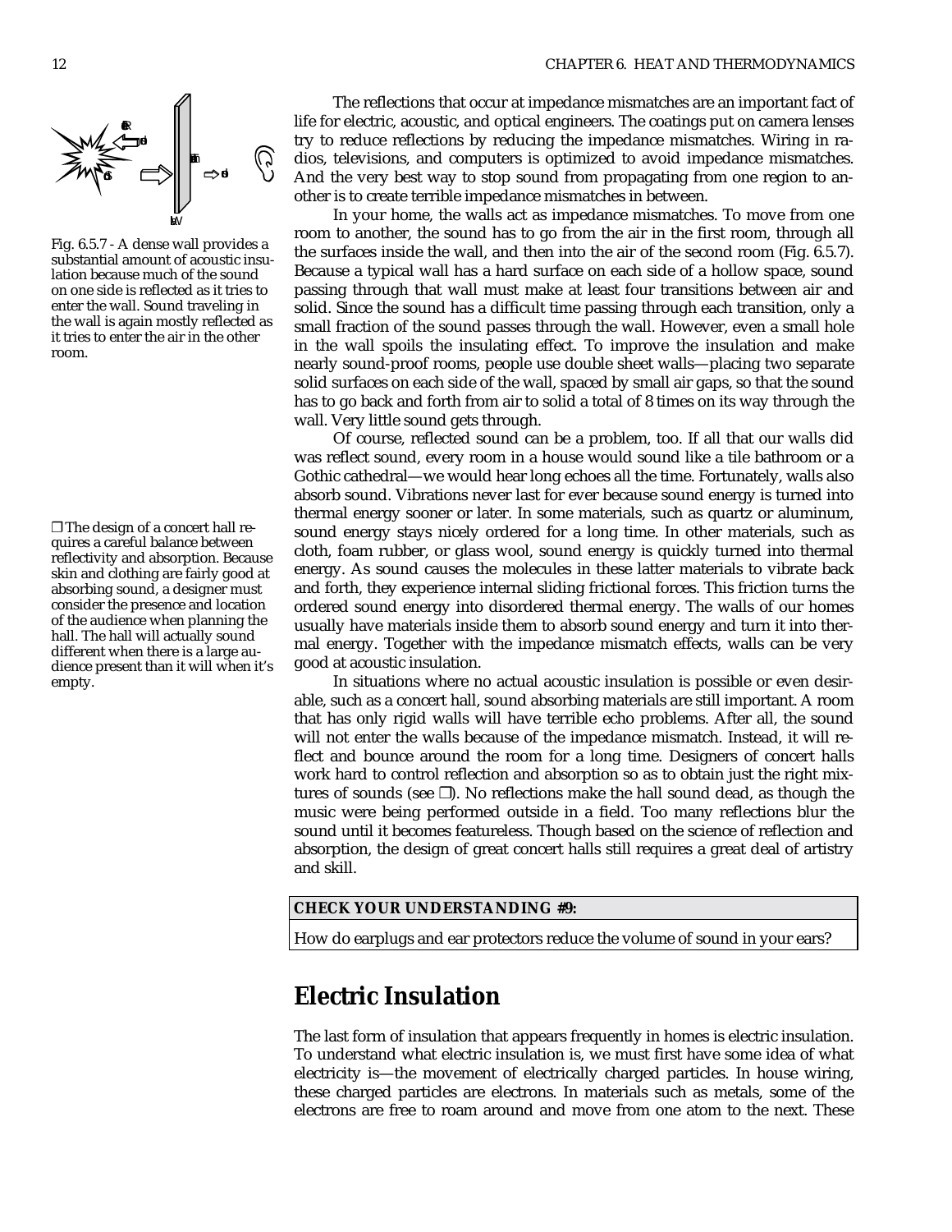Fig. 6.5.7 - A dense wall provides a substantial amount of acoustic insulation because much of the sound on one side is reflected as it tries to enter the wall. Sound traveling in the wall is again mostly reflected as it tries to enter the air in the other room.

The reflections that occur at impedance mismatches are an important fact of life for electric, acoustic, and optical engineers. The coatings put on camera lenses try to reduce reflections by reducing the impedance mismatches. Wiring in radios, televisions, and computers is optimized to avoid impedance mismatches. And the very best way to stop sound from propagating from one region to another is to create terrible impedance mismatches in between.

In your home, the walls act as impedance mismatches. To move from one room to another, the sound has to go from the air in the first room, through all the surfaces inside the wall, and then into the air of the second room (Fig. 6.5.7). Because a typical wall has a hard surface on each side of a hollow space, sound passing through that wall must make at least four transitions between air and solid. Since the sound has a difficult time passing through each transition, only a small fraction of the sound passes through the wall. However, even a small hole in the wall spoils the insulating effect. To improve the insulation and make nearly sound-proof rooms, people use double sheet walls—placing two separate solid surfaces on each side of the wall, spaced by small air gaps, so that the sound has to go back and forth from air to solid a total of 8 times on its way through the wall. Very little sound gets through.

Of course, reflected sound can be a problem, too. If all that our walls did was reflect sound, every room in a house would sound like a tile bathroom or a Gothic cathedral—we would hear long echoes all the time. Fortunately, walls also absorb sound. Vibrations never last for ever because sound energy is turned into thermal energy sooner or later. In some materials, such as quartz or aluminum, sound energy stays nicely ordered for a long time. In other materials, such as cloth, foam rubber, or glass wool, sound energy is quickly turned into thermal energy. As sound causes the molecules in these latter materials to vibrate back and forth, they experience internal sliding frictional forces. This friction turns the ordered sound energy into disordered thermal energy. The walls of our homes usually have materials inside them to absorb sound energy and turn it into thermal energy. Together with the impedance mismatch effects, walls can be very good at acoustic insulation.

In situations where no actual acoustic insulation is possible or even desirable, such as a concert hall, sound absorbing materials are still important. A room that has only rigid walls will have terrible echo problems. After all, the sound will not enter the walls because of the impedance mismatch. Instead, it will reflect and bounce around the room for a long time. Designers of concert halls work hard to control reflection and absorption so as to obtain just the right mixtures of sounds (see ❒). No reflections make the hall sound dead, as though the music were being performed outside in a field. Too many reflections blur the sound until it becomes featureless. Though based on the science of reflection and absorption, the design of great concert halls still requires a great deal of artistry and skill.

❒ The design of a concert hall requires a careful balance between reflectivity and absorption. Because skin and clothing are fairly good at absorbing sound, a designer must consider the presence and location of the audience when planning the hall. The hall will actually sound different when there is a large audience present than it will when it's empty.

**CHECK YOUR UNDERSTANDING #9:**

How do earplugs and ear protectors reduce the volume of sound in your ears?

## Electric Insulation

The last form of insulation that appears frequently in homes is electric insulation. To understand what electric insulation is, we must first have some idea of what electricity is—the movement of electrically charged particles. In house wiring, these charged particles are electrons. In materials such as metals, some of the electrons are free to roam around and move from one atom to the next. These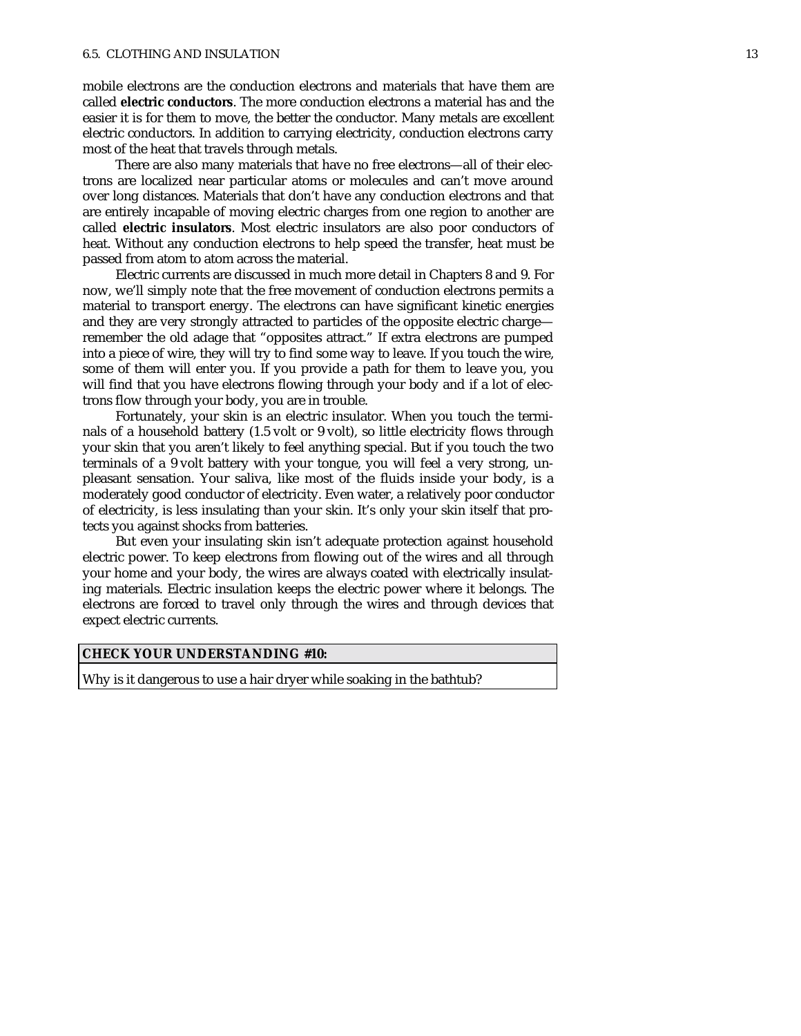mobile electrons are the conduction electrons and materials that have them are called **electric conductors**. The more conduction electrons a material has and the easier it is for them to move, the better the conductor. Many metals are excellent electric conductors. In addition to carrying electricity, conduction electrons carry most of the heat that travels through metals.

There are also many materials that have no free electrons—all of their electrons are localized near particular atoms or molecules and can't move around over long distances. Materials that don't have any conduction electrons and that are entirely incapable of moving electric charges from one region to another are called **electric insulators**. Most electric insulators are also poor conductors of heat. Without any conduction electrons to help speed the transfer, heat must be passed from atom to atom across the material.

Electric currents are discussed in much more detail in Chapters 8 and 9. For now, we'll simply note that the free movement of conduction electrons permits a material to transport energy. The electrons can have significant kinetic energies and they are very strongly attracted to particles of the opposite electric charge—remember the old adage that "opposites attract." If extra electrons are pumped into a piece of wire, they will try to find some way to leave. If you touch the wire, some of them will enter you. If you provide a path for them to leave you, you will find that you have electrons flowing through your body and if a lot of electrons flow through your body, you are in trouble.

Fortunately, your skin is an electric insulator. When you touch the terminals of a household battery (1.5 volt or 9 volt), so little electricity flows through your skin that you aren't likely to feel anything special. But if you touch the two terminals of a 9 volt battery with your tongue, you will feel a very strong, unpleasant sensation. Your saliva, like most of the fluids inside your body, is a moderately good conductor of electricity. Even water, a relatively poor conductor of electricity, is less insulating than your skin. It's only your skin itself that protects you against shocks from batteries.

But even your insulating skin isn't adequate protection against household electric power. To keep electrons from flowing out of the wires and all through your home and your body, the wires are always coated with electrically insulating materials. Electric insulation keeps the electric power where it belongs. The electrons are forced to travel only through the wires and through devices that expect electric currents.

**CHECK YOUR UNDERSTANDING #10:**

Why is it dangerous to use a hair dryer while soaking in the bathtub?